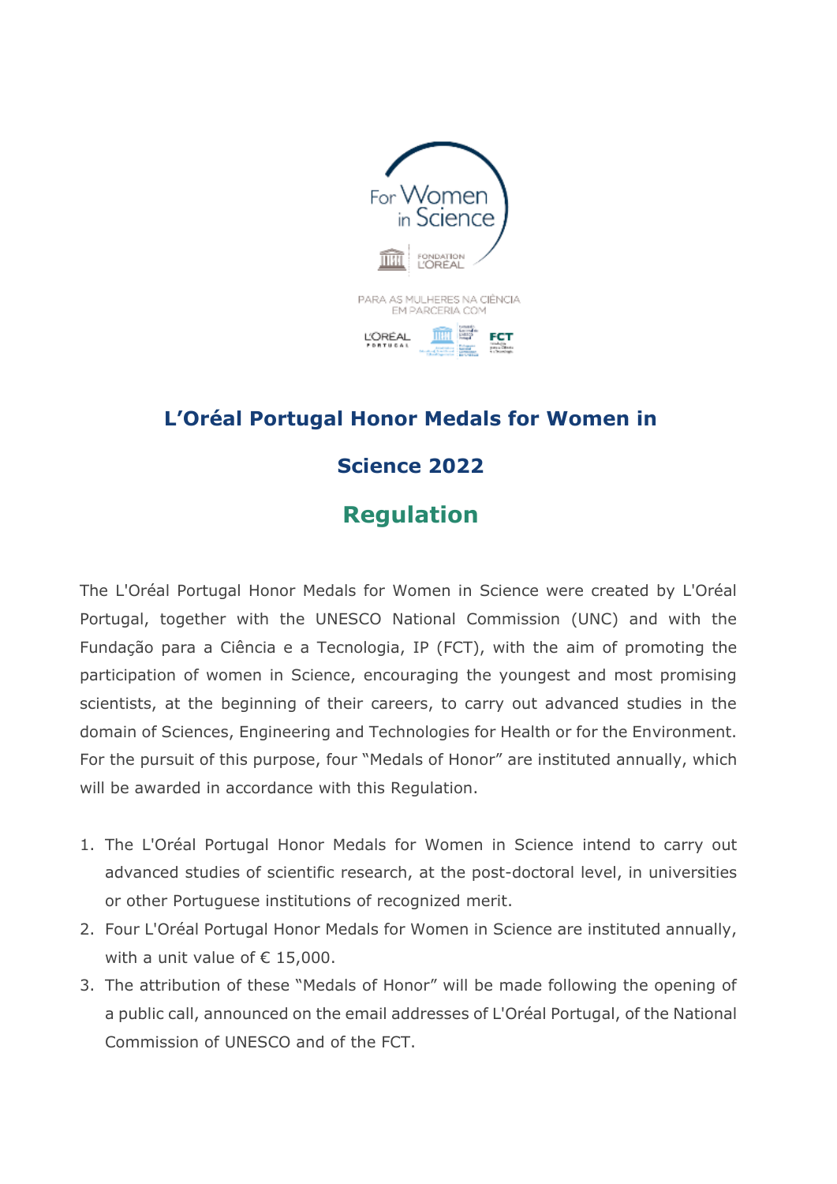# L'Oréal Portugal Honor Medals for Women in Science 2022

## Regulation

The L'Oréal Portugal Honor Medals for Women in Science were created by L'Oréal Portugal, together with the UNESCO National Commission (UNC) and with the Fundação para a Ciência e a Tecnologia, IP (FCT), with the aim of promoting the participation of women in Science, encouraging the youngest and most promising scientists, at the beginning of their careers, to carry out advanced studies in the domain of Sciences, Engineering and Technologies for Health or for the Environment. For the pursuit of this purpose, four "Medals of Honor" are instituted annually, which will be awarded in accordance with this Regulation.

1. The L'Oréal Portugal Honor Medals for Women in Science intend to carry out advanced studies of scientific research, at the post-doctoral level, in universities or other Portuguese institutions of recognized merit.
2. Four L'Oréal Portugal Honor Medals for Women in Science are instituted annually, with a unit value of € 15,000.
3. The attribution of these "Medals of Honor" will be made following the opening of a public call, announced on the email addresses of L'Oréal Portugal, of the National Commission of UNESCO and of the FCT.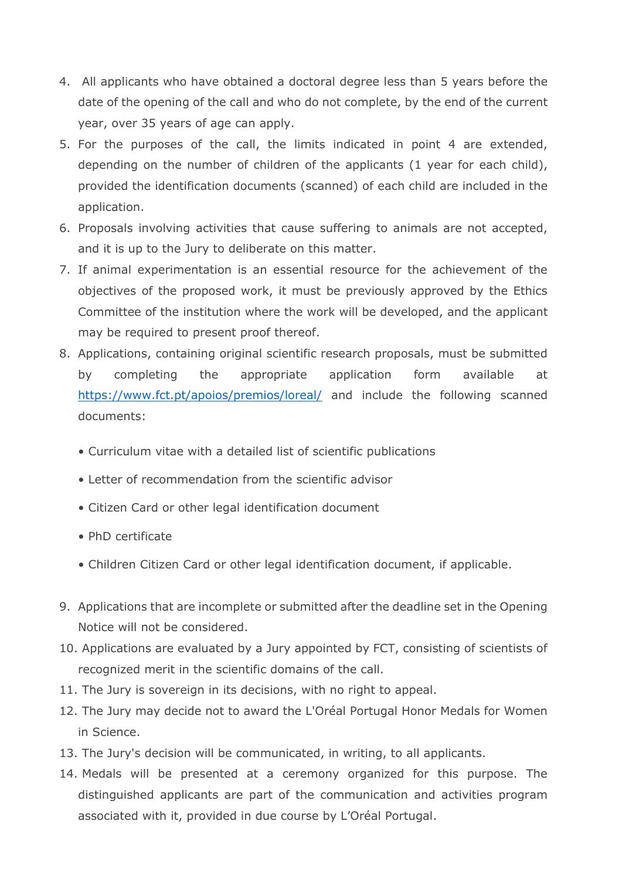4. All applicants who have obtained a doctoral degree less than 5 years before the date of the opening of the call and who do not complete, by the end of the current year, over 35 years of age can apply.
5. For the purposes of the call, the limits indicated in point 4 are extended, depending on the number of children of the applicants (1 year for each child), provided the identification documents (scanned) of each child are included in the application.
6. Proposals involving activities that cause suffering to animals are not accepted, and it is up to the Jury to deliberate on this matter.
7. If animal experimentation is an essential resource for the achievement of the objectives of the proposed work, it must be previously approved by the Ethics Committee of the institution where the work will be developed, and the applicant may be required to present proof thereof.
8. Applications, containing original scientific research proposals, must be submitted by completing the appropriate application form available at https://www.fct.pt/apoios/premios/loreal/ and include the following scanned documents:

   - Curriculum vitae with a detailed list of scientific publications
   - Letter of recommendation from the scientific advisor
   - Citizen Card or other legal identification document
   - PhD certificate
   - Children Citizen Card or other legal identification document, if applicable.

9. Applications that are incomplete or submitted after the deadline set in the Opening Notice will not be considered.
10. Applications are evaluated by a Jury appointed by FCT, consisting of scientists of recognized merit in the scientific domains of the call.
11. The Jury is sovereign in its decisions, with no right to appeal.
12. The Jury may decide not to award the L'Oréal Portugal Honor Medals for Women in Science.
13. The Jury's decision will be communicated, in writing, to all applicants.
14. Medals will be presented at a ceremony organized for this purpose. The distinguished applicants are part of the communication and activities program associated with it, provided in due course by L'Oréal Portugal.